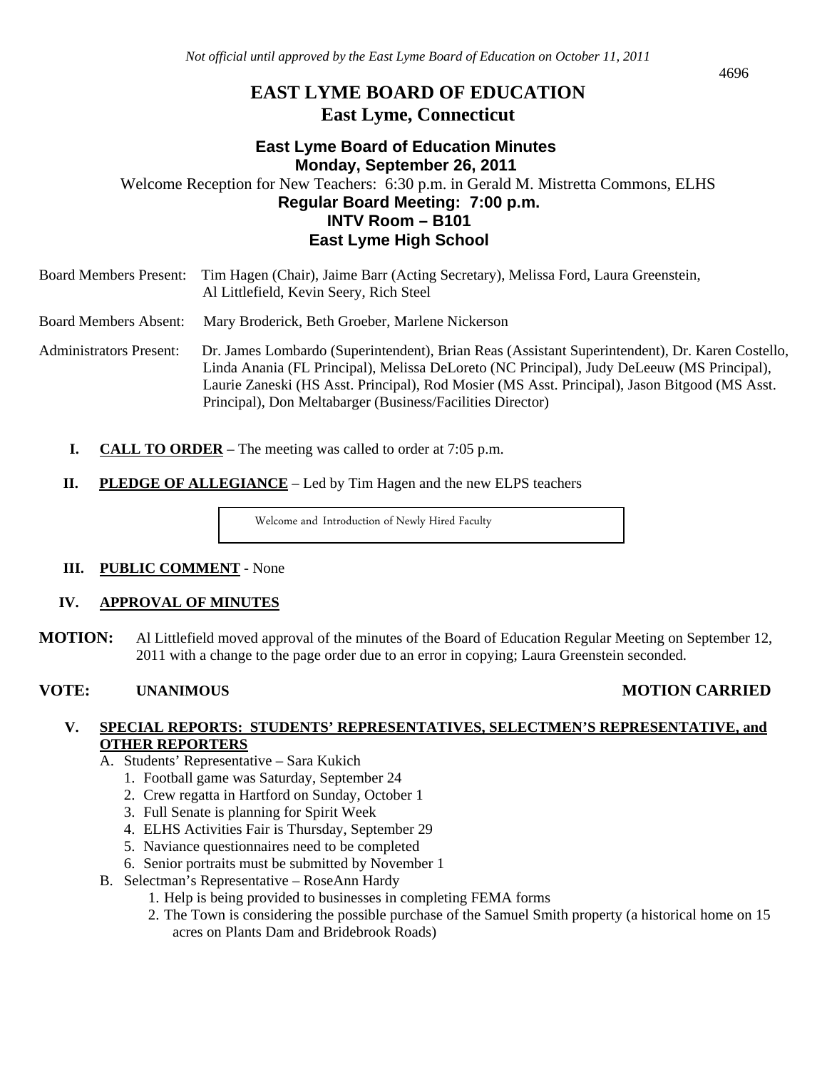*Not official until approved by the East Lyme Board of Education on October 11, 2011*

# EAST LYME BOARD OF EDUCATION
## East Lyme, Connecticut

### East Lyme Board of Education Minutes
### Monday, September 26, 2011

Welcome Reception for New Teachers: 6:30 p.m. in Gerald M. Mistretta Commons, ELHS

### Regular Board Meeting: 7:00 p.m.
### INTV Room – B101
### East Lyme High School

Board Members Present: Tim Hagen (Chair), Jaime Barr (Acting Secretary), Melissa Ford, Laura Greenstein, Al Littlefield, Kevin Seery, Rich Steel

Board Members Absent: Mary Broderick, Beth Groeber, Marlene Nickerson

Administrators Present: Dr. James Lombardo (Superintendent), Brian Reas (Assistant Superintendent), Dr. Karen Costello, Linda Anania (FL Principal), Melissa DeLoreto (NC Principal), Judy DeLeeuw (MS Principal), Laurie Zaneski (HS Asst. Principal), Rod Mosier (MS Asst. Principal), Jason Bitgood (MS Asst. Principal), Don Meltabarger (Business/Facilities Director)

**I. CALL TO ORDER** – The meeting was called to order at 7:05 p.m.

**II. PLEDGE OF ALLEGIANCE** – Led by Tim Hagen and the new ELPS teachers

Welcome and Introduction of Newly Hired Faculty

**III. PUBLIC COMMENT** - None

**IV. APPROVAL OF MINUTES**

**MOTION:** Al Littlefield moved approval of the minutes of the Board of Education Regular Meeting on September 12, 2011 with a change to the page order due to an error in copying; Laura Greenstein seconded.

**VOTE: UNANIMOUS** **MOTION CARRIED**

**V. SPECIAL REPORTS: STUDENTS' REPRESENTATIVES, SELECTMEN'S REPRESENTATIVE, and OTHER REPORTERS**

A. Students' Representative – Sara Kukich
   1. Football game was Saturday, September 24
   2. Crew regatta in Hartford on Sunday, October 1
   3. Full Senate is planning for Spirit Week
   4. ELHS Activities Fair is Thursday, September 29
   5. Naviance questionnaires need to be completed
   6. Senior portraits must be submitted by November 1

B. Selectman's Representative – RoseAnn Hardy
   1. Help is being provided to businesses in completing FEMA forms
   2. The Town is considering the possible purchase of the Samuel Smith property (a historical home on 15 acres on Plants Dam and Bridebrook Roads)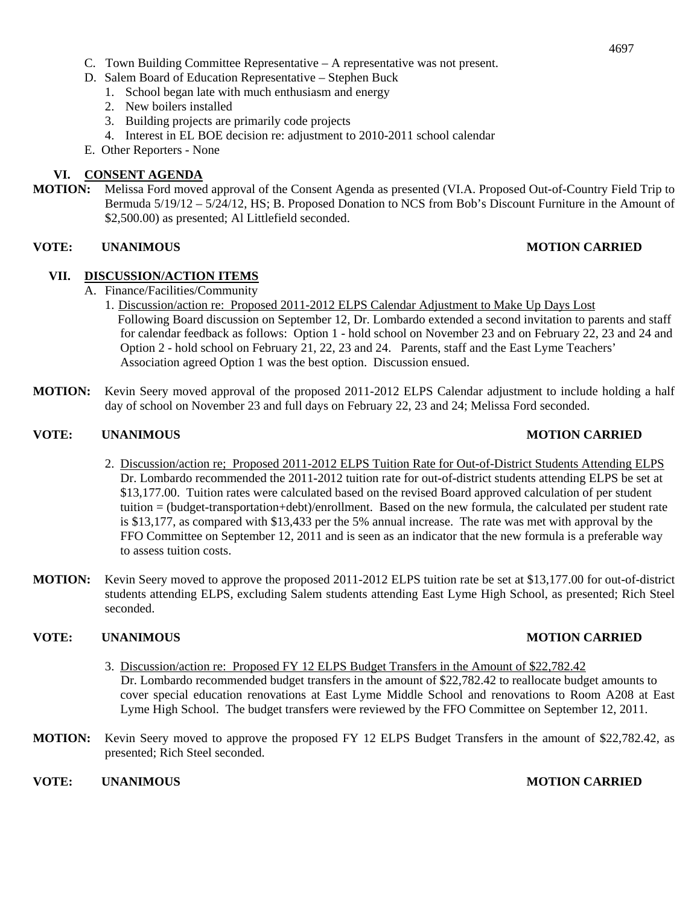C. Town Building Committee Representative – A representative was not present.

D. Salem Board of Education Representative – Stephen Buck

1. School began late with much enthusiasm and energy
2. New boilers installed
3. Building projects are primarily code projects
4. Interest in EL BOE decision re: adjustment to 2010-2011 school calendar

E. Other Reporters - None

## VI. CONSENT AGENDA

**MOTION:** Melissa Ford moved approval of the Consent Agenda as presented (VI.A. Proposed Out-of-Country Field Trip to Bermuda 5/19/12 – 5/24/12, HS; B. Proposed Donation to NCS from Bob's Discount Furniture in the Amount of $2,500.00) as presented; Al Littlefield seconded.

**VOTE: UNANIMOUS** **MOTION CARRIED**

## VII. DISCUSSION/ACTION ITEMS

A. Finance/Facilities/Community

1. Discussion/action re: Proposed 2011-2012 ELPS Calendar Adjustment to Make Up Days Lost
Following Board discussion on September 12, Dr. Lombardo extended a second invitation to parents and staff for calendar feedback as follows: Option 1 - hold school on November 23 and on February 22, 23 and 24 and Option 2 - hold school on February 21, 22, 23 and 24. Parents, staff and the East Lyme Teachers' Association agreed Option 1 was the best option. Discussion ensued.

**MOTION:** Kevin Seery moved approval of the proposed 2011-2012 ELPS Calendar adjustment to include holding a half day of school on November 23 and full days on February 22, 23 and 24; Melissa Ford seconded.

**VOTE: UNANIMOUS** **MOTION CARRIED**

2. Discussion/action re; Proposed 2011-2012 ELPS Tuition Rate for Out-of-District Students Attending ELPS
Dr. Lombardo recommended the 2011-2012 tuition rate for out-of-district students attending ELPS be set at $13,177.00. Tuition rates were calculated based on the revised Board approved calculation of per student tuition = (budget-transportation+debt)/enrollment. Based on the new formula, the calculated per student rate is $13,177, as compared with $13,433 per the 5% annual increase. The rate was met with approval by the FFO Committee on September 12, 2011 and is seen as an indicator that the new formula is a preferable way to assess tuition costs.

**MOTION:** Kevin Seery moved to approve the proposed 2011-2012 ELPS tuition rate be set at $13,177.00 for out-of-district students attending ELPS, excluding Salem students attending East Lyme High School, as presented; Rich Steel seconded.

**VOTE: UNANIMOUS** **MOTION CARRIED**

3. Discussion/action re: Proposed FY 12 ELPS Budget Transfers in the Amount of $22,782.42
Dr. Lombardo recommended budget transfers in the amount of $22,782.42 to reallocate budget amounts to cover special education renovations at East Lyme Middle School and renovations to Room A208 at East Lyme High School. The budget transfers were reviewed by the FFO Committee on September 12, 2011.

**MOTION:** Kevin Seery moved to approve the proposed FY 12 ELPS Budget Transfers in the amount of $22,782.42, as presented; Rich Steel seconded.

**VOTE: UNANIMOUS** **MOTION CARRIED**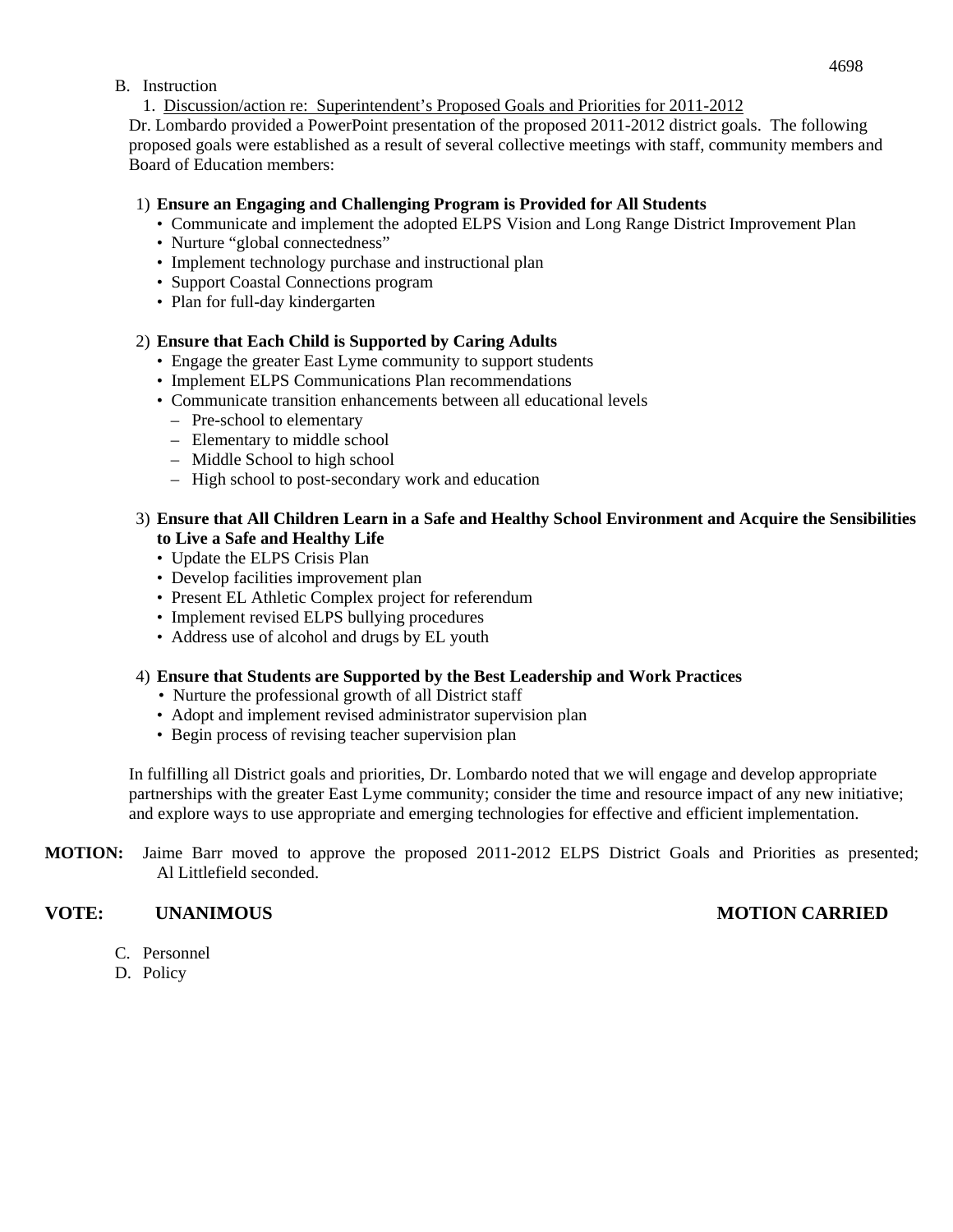B. Instruction

1. <u>Discussion/action re: Superintendent's Proposed Goals and Priorities for 2011-2012</u>

Dr. Lombardo provided a PowerPoint presentation of the proposed 2011-2012 district goals. The following proposed goals were established as a result of several collective meetings with staff, community members and Board of Education members:

1) **Ensure an Engaging and Challenging Program is Provided for All Students**
   - Communicate and implement the adopted ELPS Vision and Long Range District Improvement Plan
   - Nurture "global connectedness"
   - Implement technology purchase and instructional plan
   - Support Coastal Connections program
   - Plan for full-day kindergarten

2) **Ensure that Each Child is Supported by Caring Adults**
   - Engage the greater East Lyme community to support students
   - Implement ELPS Communications Plan recommendations
   - Communicate transition enhancements between all educational levels
     - Pre-school to elementary
     - Elementary to middle school
     - Middle School to high school
     - High school to post-secondary work and education

3) **Ensure that All Children Learn in a Safe and Healthy School Environment and Acquire the Sensibilities to Live a Safe and Healthy Life**
   - Update the ELPS Crisis Plan
   - Develop facilities improvement plan
   - Present EL Athletic Complex project for referendum
   - Implement revised ELPS bullying procedures
   - Address use of alcohol and drugs by EL youth

4) **Ensure that Students are Supported by the Best Leadership and Work Practices**
   - Nurture the professional growth of all District staff
   - Adopt and implement revised administrator supervision plan
   - Begin process of revising teacher supervision plan

In fulfilling all District goals and priorities, Dr. Lombardo noted that we will engage and develop appropriate partnerships with the greater East Lyme community; consider the time and resource impact of any new initiative; and explore ways to use appropriate and emerging technologies for effective and efficient implementation.

**MOTION:** Jaime Barr moved to approve the proposed 2011-2012 ELPS District Goals and Priorities as presented; Al Littlefield seconded.

**VOTE: UNANIMOUS** **MOTION CARRIED**

C. Personnel

D. Policy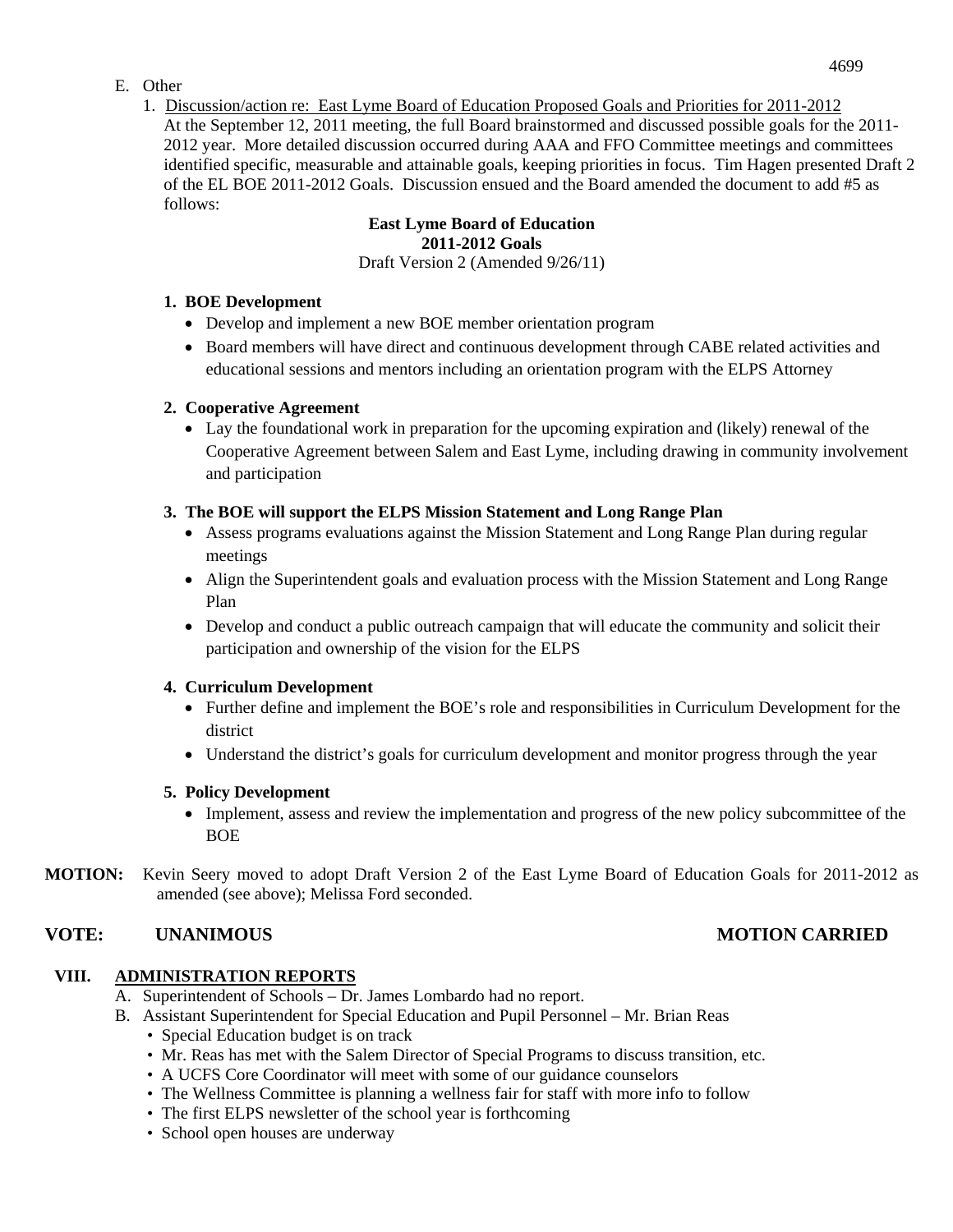E. Other

1. <u>Discussion/action re: East Lyme Board of Education Proposed Goals and Priorities for 2011-2012</u>
   At the September 12, 2011 meeting, the full Board brainstormed and discussed possible goals for the 2011-2012 year. More detailed discussion occurred during AAA and FFO Committee meetings and committees identified specific, measurable and attainable goals, keeping priorities in focus. Tim Hagen presented Draft 2 of the EL BOE 2011-2012 Goals. Discussion ensued and the Board amended the document to add #5 as follows:

**East Lyme Board of Education**
**2011-2012 Goals**
Draft Version 2 (Amended 9/26/11)

1. **BOE Development**
   - Develop and implement a new BOE member orientation program
   - Board members will have direct and continuous development through CABE related activities and educational sessions and mentors including an orientation program with the ELPS Attorney

2. **Cooperative Agreement**
   - Lay the foundational work in preparation for the upcoming expiration and (likely) renewal of the Cooperative Agreement between Salem and East Lyme, including drawing in community involvement and participation

3. **The BOE will support the ELPS Mission Statement and Long Range Plan**
   - Assess programs evaluations against the Mission Statement and Long Range Plan during regular meetings
   - Align the Superintendent goals and evaluation process with the Mission Statement and Long Range Plan
   - Develop and conduct a public outreach campaign that will educate the community and solicit their participation and ownership of the vision for the ELPS

4. **Curriculum Development**
   - Further define and implement the BOE's role and responsibilities in Curriculum Development for the district
   - Understand the district's goals for curriculum development and monitor progress through the year

5. **Policy Development**
   - Implement, assess and review the implementation and progress of the new policy subcommittee of the BOE

**MOTION:** Kevin Seery moved to adopt Draft Version 2 of the East Lyme Board of Education Goals for 2011-2012 as amended (see above); Melissa Ford seconded.

**VOTE: UNANIMOUS** **MOTION CARRIED**

## VIII. <u>ADMINISTRATION REPORTS</u>

A. Superintendent of Schools – Dr. James Lombardo had no report.

B. Assistant Superintendent for Special Education and Pupil Personnel – Mr. Brian Reas
   - Special Education budget is on track
   - Mr. Reas has met with the Salem Director of Special Programs to discuss transition, etc.
   - A UCFS Core Coordinator will meet with some of our guidance counselors
   - The Wellness Committee is planning a wellness fair for staff with more info to follow
   - The first ELPS newsletter of the school year is forthcoming
   - School open houses are underway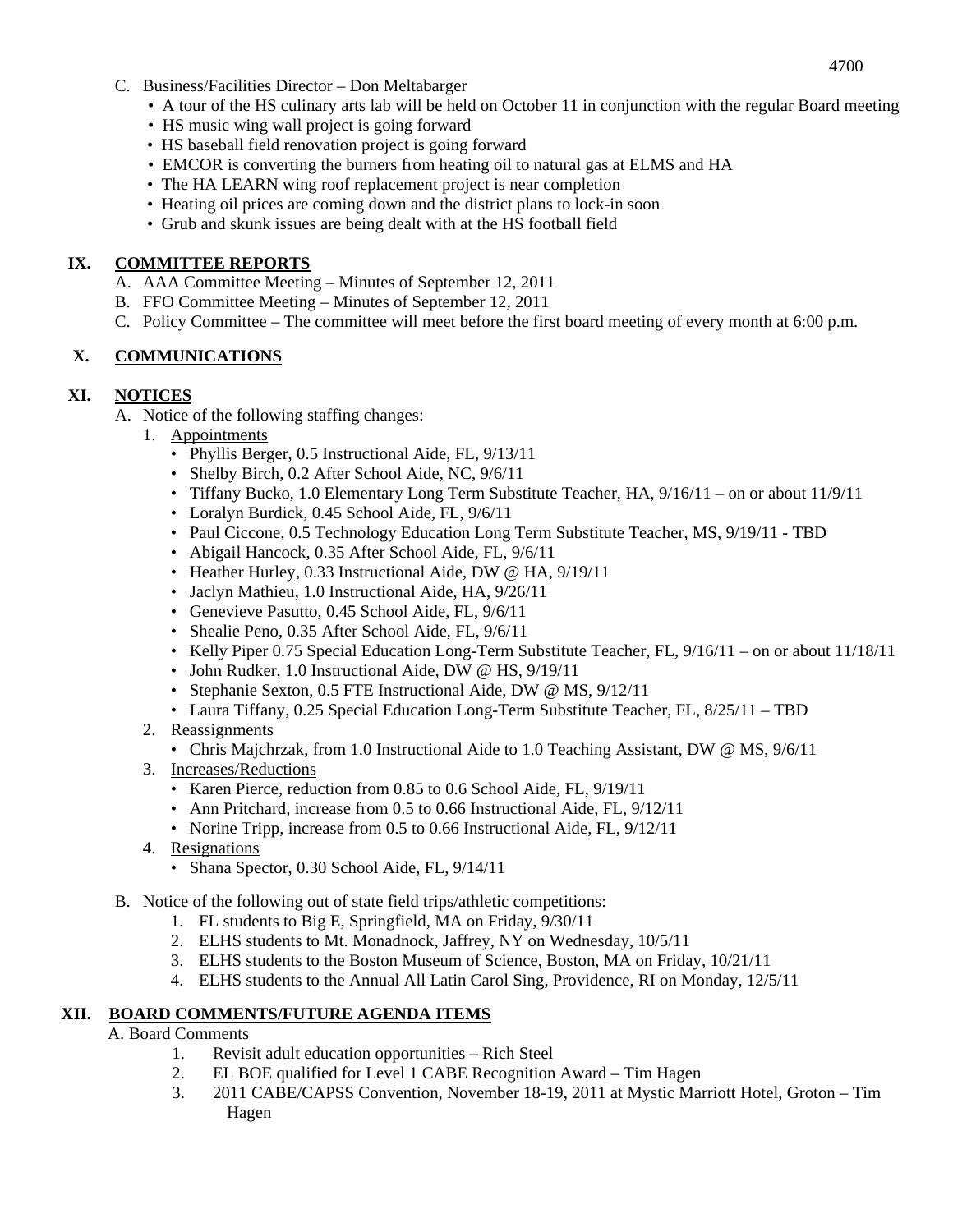C. Business/Facilities Director – Don Meltabarger
- A tour of the HS culinary arts lab will be held on October 11 in conjunction with the regular Board meeting
- HS music wing wall project is going forward
- HS baseball field renovation project is going forward
- EMCOR is converting the burners from heating oil to natural gas at ELMS and HA
- The HA LEARN wing roof replacement project is near completion
- Heating oil prices are coming down and the district plans to lock-in soon
- Grub and skunk issues are being dealt with at the HS football field

## IX. COMMITTEE REPORTS

A. AAA Committee Meeting – Minutes of September 12, 2011
B. FFO Committee Meeting – Minutes of September 12, 2011
C. Policy Committee – The committee will meet before the first board meeting of every month at 6:00 p.m.

## X. COMMUNICATIONS

## XI. NOTICES

A. Notice of the following staffing changes:

1. Appointments
   - Phyllis Berger, 0.5 Instructional Aide, FL, 9/13/11
   - Shelby Birch, 0.2 After School Aide, NC, 9/6/11
   - Tiffany Bucko, 1.0 Elementary Long Term Substitute Teacher, HA, 9/16/11 – on or about 11/9/11
   - Loralyn Burdick, 0.45 School Aide, FL, 9/6/11
   - Paul Ciccone, 0.5 Technology Education Long Term Substitute Teacher, MS, 9/19/11 - TBD
   - Abigail Hancock, 0.35 After School Aide, FL, 9/6/11
   - Heather Hurley, 0.33 Instructional Aide, DW @ HA, 9/19/11
   - Jaclyn Mathieu, 1.0 Instructional Aide, HA, 9/26/11
   - Genevieve Pasutto, 0.45 School Aide, FL, 9/6/11
   - Shealie Peno, 0.35 After School Aide, FL, 9/6/11
   - Kelly Piper 0.75 Special Education Long-Term Substitute Teacher, FL, 9/16/11 – on or about 11/18/11
   - John Rudker, 1.0 Instructional Aide, DW @ HS, 9/19/11
   - Stephanie Sexton, 0.5 FTE Instructional Aide, DW @ MS, 9/12/11
   - Laura Tiffany, 0.25 Special Education Long-Term Substitute Teacher, FL, 8/25/11 – TBD
2. Reassignments
   - Chris Majchrzak, from 1.0 Instructional Aide to 1.0 Teaching Assistant, DW @ MS, 9/6/11
3. Increases/Reductions
   - Karen Pierce, reduction from 0.85 to 0.6 School Aide, FL, 9/19/11
   - Ann Pritchard, increase from 0.5 to 0.66 Instructional Aide, FL, 9/12/11
   - Norine Tripp, increase from 0.5 to 0.66 Instructional Aide, FL, 9/12/11
4. Resignations
   - Shana Spector, 0.30 School Aide, FL, 9/14/11

B. Notice of the following out of state field trips/athletic competitions:

1. FL students to Big E, Springfield, MA on Friday, 9/30/11
2. ELHS students to Mt. Monadnock, Jaffrey, NY on Wednesday, 10/5/11
3. ELHS students to the Boston Museum of Science, Boston, MA on Friday, 10/21/11
4. ELHS students to the Annual All Latin Carol Sing, Providence, RI on Monday, 12/5/11

## XII. BOARD COMMENTS/FUTURE AGENDA ITEMS

A. Board Comments

1. Revisit adult education opportunities – Rich Steel
2. EL BOE qualified for Level 1 CABE Recognition Award – Tim Hagen
3. 2011 CABE/CAPSS Convention, November 18-19, 2011 at Mystic Marriott Hotel, Groton – Tim Hagen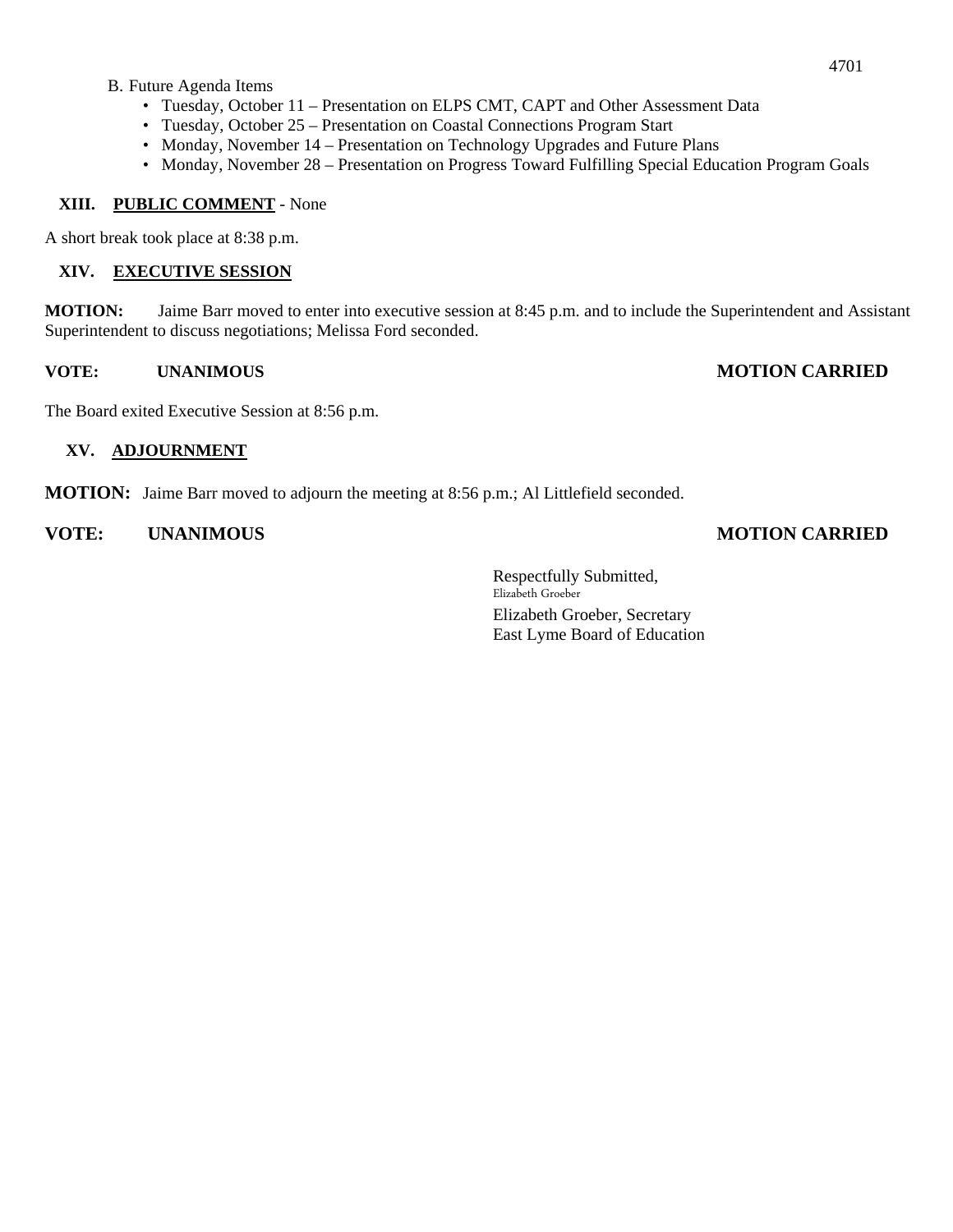B. Future Agenda Items

- Tuesday, October 11 – Presentation on ELPS CMT, CAPT and Other Assessment Data
- Tuesday, October 25 – Presentation on Coastal Connections Program Start
- Monday, November 14 – Presentation on Technology Upgrades and Future Plans
- Monday, November 28 – Presentation on Progress Toward Fulfilling Special Education Program Goals

## XIII. PUBLIC COMMENT - None

A short break took place at 8:38 p.m.

## XIV. EXECUTIVE SESSION

**MOTION:** Jaime Barr moved to enter into executive session at 8:45 p.m. and to include the Superintendent and Assistant Superintendent to discuss negotiations; Melissa Ford seconded.

**VOTE: UNANIMOUS** **MOTION CARRIED**

The Board exited Executive Session at 8:56 p.m.

## XV. ADJOURNMENT

**MOTION:** Jaime Barr moved to adjourn the meeting at 8:56 p.m.; Al Littlefield seconded.

**VOTE: UNANIMOUS** **MOTION CARRIED**

Respectfully Submitted,
Elizabeth Groeber
Elizabeth Groeber, Secretary
East Lyme Board of Education